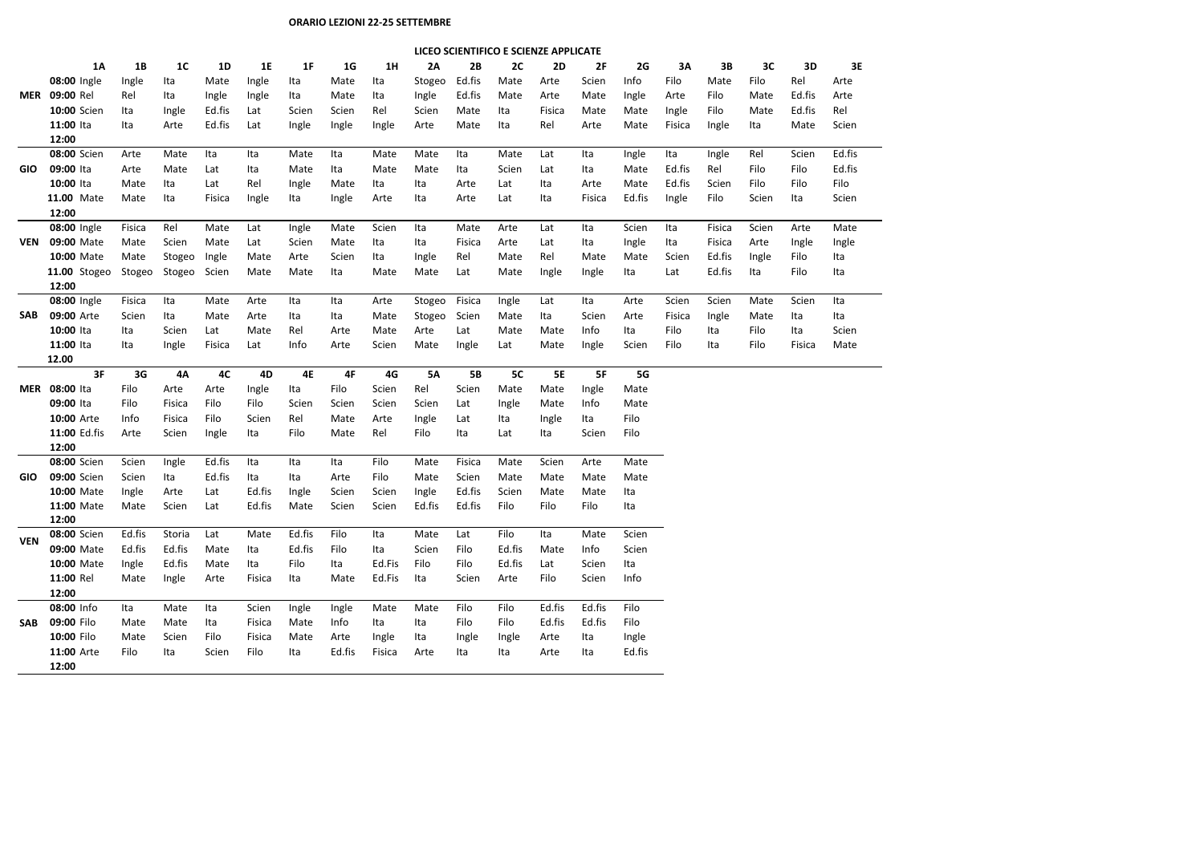**ORARIO LEZIONI 22-25 SETTEMBRE**

**LICEO SCIENTIFICO E SCIENZE APPLICATE**

| | | 1A | 1B | 1C | 1D | 1E | 1F | 1G | 1H | 2A | 2B | 2C | 2D | 2F | 2G | 3A | 3B | 3C | 3D | 3E |
|---|---|---|---|---|---|---|---|---|---|---|---|---|---|---|---|---|---|---|---|---|
| | 08:00 | Ingle | Ingle | Ita | Mate | Ingle | Ita | Mate | Ita | Stogeo | Ed.fis | Mate | Arte | Scien | Info | Filo | Mate | Filo | Rel | Arte |
| MER | 09:00 | Rel | Rel | Ita | Ingle | Ingle | Ita | Mate | Ita | Ingle | Ed.fis | Mate | Arte | Mate | Ingle | Arte | Filo | Mate | Ed.fis | Arte |
| | 10:00 | Scien | Ita | Ingle | Ed.fis | Lat | Scien | Scien | Rel | Scien | Mate | Ita | Fisica | Mate | Mate | Ingle | Filo | Mate | Ed.fis | Rel |
| | 11:00 | Ita | Ita | Arte | Ed.fis | Lat | Ingle | Ingle | Ingle | Arte | Mate | Ita | Rel | Arte | Mate | Fisica | Ingle | Ita | Mate | Scien |
| | 12:00 | | | | | | | | | | | | | | | | | | | |
| | 08:00 | Scien | Arte | Mate | Ita | Ita | Mate | Ita | Mate | Mate | Ita | Mate | Lat | Ita | Ingle | Ita | Ingle | Rel | Scien | Ed.fis |
| GIO | 09:00 | Ita | Arte | Mate | Lat | Ita | Mate | Ita | Mate | Mate | Ita | Scien | Lat | Ita | Mate | Ed.fis | Rel | Filo | Filo | Ed.fis |
| | 10:00 | Ita | Mate | Ita | Lat | Rel | Ingle | Mate | Ita | Ita | Arte | Lat | Ita | Arte | Mate | Ed.fis | Scien | Filo | Filo | Filo |
| | 11.00 | Mate | Mate | Ita | Fisica | Ingle | Ita | Ingle | Arte | Ita | Arte | Lat | Ita | Fisica | Ed.fis | Ingle | Filo | Scien | Ita | Scien |
| | 12:00 | | | | | | | | | | | | | | | | | | | |
| | 08:00 | Ingle | Fisica | Rel | Mate | Lat | Ingle | Mate | Scien | Ita | Mate | Arte | Lat | Ita | Scien | Ita | Fisica | Scien | Arte | Mate |
| VEN | 09:00 | Mate | Mate | Scien | Mate | Lat | Scien | Mate | Ita | Ita | Fisica | Arte | Lat | Ita | Ingle | Ita | Fisica | Arte | Ingle | Ingle |
| | 10:00 | Mate | Mate | Stogeo | Ingle | Mate | Arte | Scien | Ita | Ingle | Rel | Mate | Rel | Mate | Mate | Scien | Ed.fis | Ingle | Filo | Ita |
| | 11.00 | Stogeo | Stogeo | Stogeo | Scien | Mate | Mate | Ita | Mate | Mate | Lat | Mate | Ingle | Ingle | Ita | Lat | Ed.fis | Ita | Filo | Ita |
| | 12:00 | | | | | | | | | | | | | | | | | | | |
| | 08:00 | Ingle | Fisica | Ita | Mate | Arte | Ita | Ita | Arte | Stogeo | Fisica | Ingle | Lat | Ita | Arte | Scien | Scien | Mate | Scien | Ita |
| SAB | 09:00 | Arte | Scien | Ita | Mate | Arte | Ita | Ita | Mate | Stogeo | Scien | Mate | Ita | Scien | Arte | Fisica | Ingle | Mate | Ita | Ita |
| | 10:00 | Ita | Ita | Scien | Lat | Mate | Rel | Arte | Mate | Arte | Lat | Mate | Mate | Info | Ita | Filo | Ita | Filo | Ita | Scien |
| | 11:00 | Ita | Ita | Ingle | Fisica | Lat | Info | Arte | Scien | Mate | Ingle | Lat | Mate | Ingle | Scien | Filo | Ita | Filo | Fisica | Mate |
| | 12.00 | | | | | | | | | | | | | | | | | | | |

| | | 3F | 3G | 4A | 4C | 4D | 4E | 4F | 4G | 5A | 5B | 5C | 5E | 5F | 5G |
|---|---|---|---|---|---|---|---|---|---|---|---|---|---|---|---|
| MER | 08:00 | Ita | Filo | Arte | Arte | Ingle | Ita | Filo | Scien | Rel | Scien | Mate | Mate | Ingle | Mate |
| | 09:00 | Ita | Filo | Fisica | Filo | Filo | Scien | Scien | Scien | Scien | Lat | Ingle | Mate | Info | Mate |
| | 10:00 | Arte | Info | Fisica | Filo | Scien | Rel | Mate | Arte | Ingle | Lat | Ita | Ingle | Ita | Filo |
| | 11:00 | Ed.fis | Arte | Scien | Ingle | Ita | Filo | Mate | Rel | Filo | Ita | Lat | Ita | Scien | Filo |
| | 12:00 | | | | | | | | | | | | | | |
| | 08:00 | Scien | Scien | Ingle | Ed.fis | Ita | Ita | Ita | Filo | Mate | Fisica | Mate | Scien | Arte | Mate |
| GIO | 09:00 | Scien | Scien | Ita | Ed.fis | Ita | Ita | Arte | Filo | Mate | Scien | Mate | Mate | Mate | Mate |
| | 10:00 | Mate | Ingle | Arte | Lat | Ed.fis | Ingle | Scien | Scien | Ingle | Ed.fis | Scien | Mate | Mate | Ita |
| | 11:00 | Mate | Mate | Scien | Lat | Ed.fis | Mate | Scien | Scien | Ed.fis | Ed.fis | Filo | Filo | Filo | Ita |
| | 12:00 | | | | | | | | | | | | | | |
| VEN | 08:00 | Scien | Ed.fis | Storia | Lat | Mate | Ed.fis | Filo | Ita | Mate | Lat | Filo | Ita | Mate | Scien |
| | 09:00 | Mate | Ed.fis | Ed.fis | Mate | Ita | Ed.fis | Filo | Ita | Scien | Filo | Ed.fis | Mate | Info | Scien |
| | 10:00 | Mate | Ingle | Ed.fis | Mate | Ita | Filo | Ita | Ed.Fis | Filo | Filo | Ed.fis | Lat | Scien | Ita |
| | 11:00 | Rel | Mate | Ingle | Arte | Fisica | Ita | Mate | Ed.Fis | Ita | Scien | Arte | Filo | Scien | Info |
| | 12:00 | | | | | | | | | | | | | | |
| | 08:00 | Info | Ita | Mate | Ita | Scien | Ingle | Ingle | Mate | Mate | Filo | Filo | Ed.fis | Ed.fis | Filo |
| SAB | 09:00 | Filo | Mate | Mate | Ita | Fisica | Mate | Info | Ita | Ita | Filo | Filo | Ed.fis | Ed.fis | Filo |
| | 10:00 | Filo | Mate | Scien | Filo | Fisica | Mate | Arte | Ingle | Ita | Ingle | Ingle | Arte | Ita | Ingle |
| | 11:00 | Arte | Filo | Ita | Scien | Filo | Ita | Ed.fis | Fisica | Arte | Ita | Ita | Arte | Ita | Ed.fis |
| | 12:00 | | | | | | | | | | | | | | |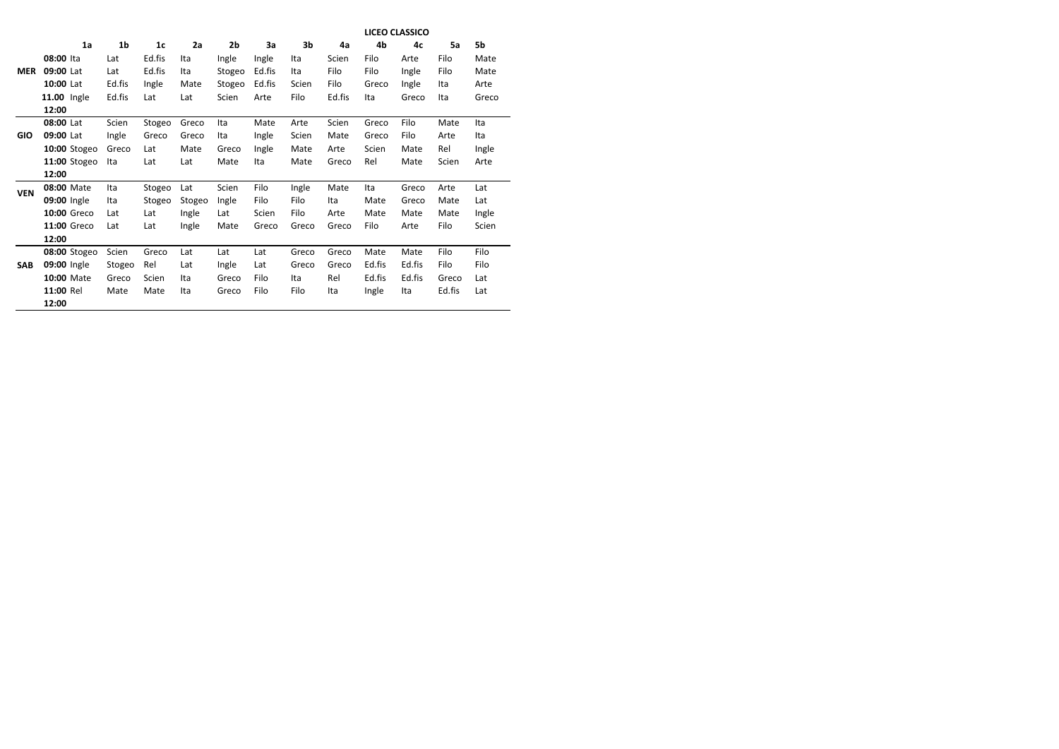| | | | | | | | | | | | | | |
|---|---|---|---|---|---|---|---|---|---|---|---|---|---|
| | | | | | | | | | | **LICEO CLASSICO** | | | |
| | | **1a** | **1b** | **1c** | **2a** | **2b** | **3a** | **3b** | **4a** | **4b** | **4c** | **5a** | **5b** |
| **MER** | **08:00** | Ita | Lat | Ed.fis | Ita | Ingle | Ingle | Ita | Scien | Filo | Arte | Filo | Mate |
| | **09:00** | Lat | Lat | Ed.fis | Ita | Stogeo | Ed.fis | Ita | Filo | Filo | Ingle | Filo | Mate |
| | **10:00** | Lat | Ed.fis | Ingle | Mate | Stogeo | Ed.fis | Scien | Filo | Greco | Ingle | Ita | Arte |
| | **11.00** | Ingle | Ed.fis | Lat | Lat | Scien | Arte | Filo | Ed.fis | Ita | Greco | Ita | Greco |
| | **12:00** | | | | | | | | | | | | |
| **GIO** | **08:00** | Lat | Scien | Stogeo | Greco | Ita | Mate | Arte | Scien | Greco | Filo | Mate | Ita |
| | **09:00** | Lat | Ingle | Greco | Greco | Ita | Ingle | Scien | Mate | Greco | Filo | Arte | Ita |
| | **10:00** | Stogeo | Greco | Lat | Mate | Greco | Ingle | Mate | Arte | Scien | Mate | Rel | Ingle |
| | **11:00** | Stogeo | Ita | Lat | Lat | Mate | Ita | Mate | Greco | Rel | Mate | Scien | Arte |
| | **12:00** | | | | | | | | | | | | |
| **VEN** | **08:00** | Mate | Ita | Stogeo | Lat | Scien | Filo | Ingle | Mate | Ita | Greco | Arte | Lat |
| | **09:00** | Ingle | Ita | Stogeo | Stogeo | Ingle | Filo | Filo | Ita | Mate | Greco | Mate | Lat |
| | **10:00** | Greco | Lat | Lat | Ingle | Lat | Scien | Filo | Arte | Mate | Mate | Mate | Ingle |
| | **11:00** | Greco | Lat | Lat | Ingle | Mate | Greco | Greco | Greco | Filo | Arte | Filo | Scien |
| | **12:00** | | | | | | | | | | | | |
| **SAB** | **08:00** | Stogeo | Scien | Greco | Lat | Lat | Lat | Greco | Greco | Mate | Mate | Filo | Filo |
| | **09:00** | Ingle | Stogeo | Rel | Lat | Ingle | Lat | Greco | Greco | Ed.fis | Ed.fis | Filo | Filo |
| | **10:00** | Mate | Greco | Scien | Ita | Greco | Filo | Ita | Rel | Ed.fis | Ed.fis | Greco | Lat |
| | **11:00** | Rel | Mate | Mate | Ita | Greco | Filo | Filo | Ita | Ingle | Ita | Ed.fis | Lat |
| | **12:00** | | | | | | | | | | | | |